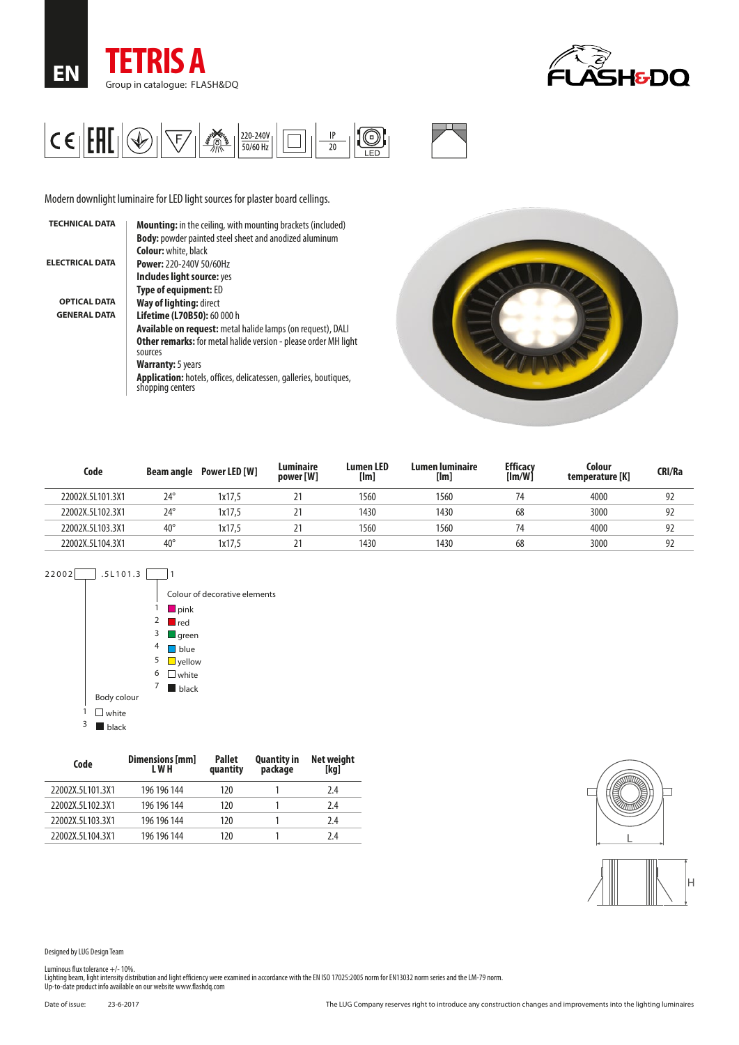EN

# TETRIS A

Group in catalogue: FLASH&DQ

220-240V 50/60 Hz | IP 20 | LED

Modern downlight luminaire for LED light sources for plaster board cellings.

**TECHNICAL DATA**

**Mounting:** in the ceiling, with mounting brackets (included)
**Body:** powder painted steel sheet and anodized aluminum
**Colour:** white, black

**ELECTRICAL DATA**

**Power:** 220-240V 50/60Hz
**Includes light source:** yes
**Type of equipment:** ED

**OPTICAL DATA**

**Way of lighting:** direct

**GENERAL DATA**

**Lifetime (L70B50):** 60 000 h
**Available on request:** metal halide lamps (on request), DALI
**Other remarks:** for metal halide version - please order MH light sources
**Warranty:** 5 years
**Application:** hotels, offices, delicatessen, galleries, boutiques, shopping centers

| Code | Beam angle | Power LED [W] | Luminaire power [W] | Lumen LED [lm] | Lumen luminaire [lm] | Efficacy [lm/W] | Colour temperature [K] | CRI/Ra |
|---|---|---|---|---|---|---|---|---|
| 22002X.5L101.3X1 | 24° | 1x17,5 | 21 | 1560 | 1560 | 74 | 4000 | 92 |
| 22002X.5L102.3X1 | 24° | 1x17,5 | 21 | 1430 | 1430 | 68 | 3000 | 92 |
| 22002X.5L103.3X1 | 40° | 1x17,5 | 21 | 1560 | 1560 | 74 | 4000 | 92 |
| 22002X.5L104.3X1 | 40° | 1x17,5 | 21 | 1430 | 1430 | 68 | 3000 | 92 |

22002[ ].5L101.3[ ]1

Colour of decorative elements
- 1 pink
- 2 red
- 3 green
- 4 blue
- 5 yellow
- 6 white
- 7 black

Body colour
- 1 white
- 3 black

| Code | Dimensions [mm] L W H | Pallet quantity | Quantity in package | Net weight [kg] |
|---|---|---|---|---|
| 22002X.5L101.3X1 | 196 196 144 | 120 | 1 | 2.4 |
| 22002X.5L102.3X1 | 196 196 144 | 120 | 1 | 2.4 |
| 22002X.5L103.3X1 | 196 196 144 | 120 | 1 | 2.4 |
| 22002X.5L104.3X1 | 196 196 144 | 120 | 1 | 2.4 |

Designed by LUG Design Team

Luminous flux tolerance +/- 10%.
Lighting beam, light intensity distribution and light efficiency were examined in accordance with the EN ISO 17025:2005 norm for EN13032 norm series and the LM-79 norm.
Up-to-date product info available on our website www.flashdq.com

Date of issue: 23-6-2017

The LUG Company reserves right to introduce any construction changes and improvements into the lighting luminaires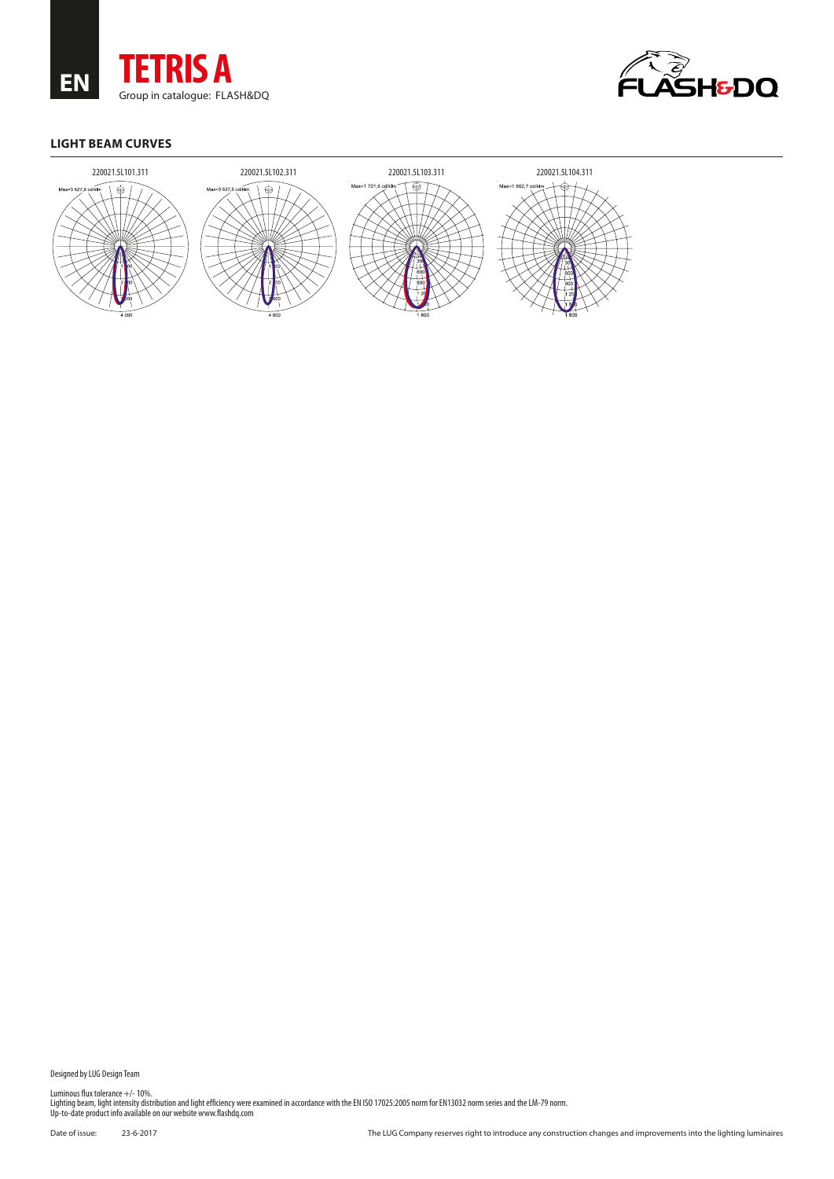# TETRIS A

EN

Group in catalogue: FLASH&DQ

## LIGHT BEAM CURVES

220021.5L101.311

Max=3 527,9 cd/klm

1 000
2 000
3 000
4 000

220021.5L102.311

Max=3 537,5 cd/klm

1 000
2 000
3 000
4 000

220021.5L103.311

Max=1 701,6 cd/klm

300
600
900
1 200
1 500
1 800

220021.5L104.311

Max=1 802,7 cd/klm

300
600
900
1 200
1 500
1 800

Designed by LUG Design Team

Luminous flux tolerance +/- 10%.
Lighting beam, light intensity distribution and light efficiency were examined in accordance with the EN ISO 17025:2005 norm for EN13032 norm series and the LM-79 norm.
Up-to-date product info available on our website www.flashdq.com

Date of issue: 23-6-2017

The LUG Company reserves right to introduce any construction changes and improvements into the lighting luminaires